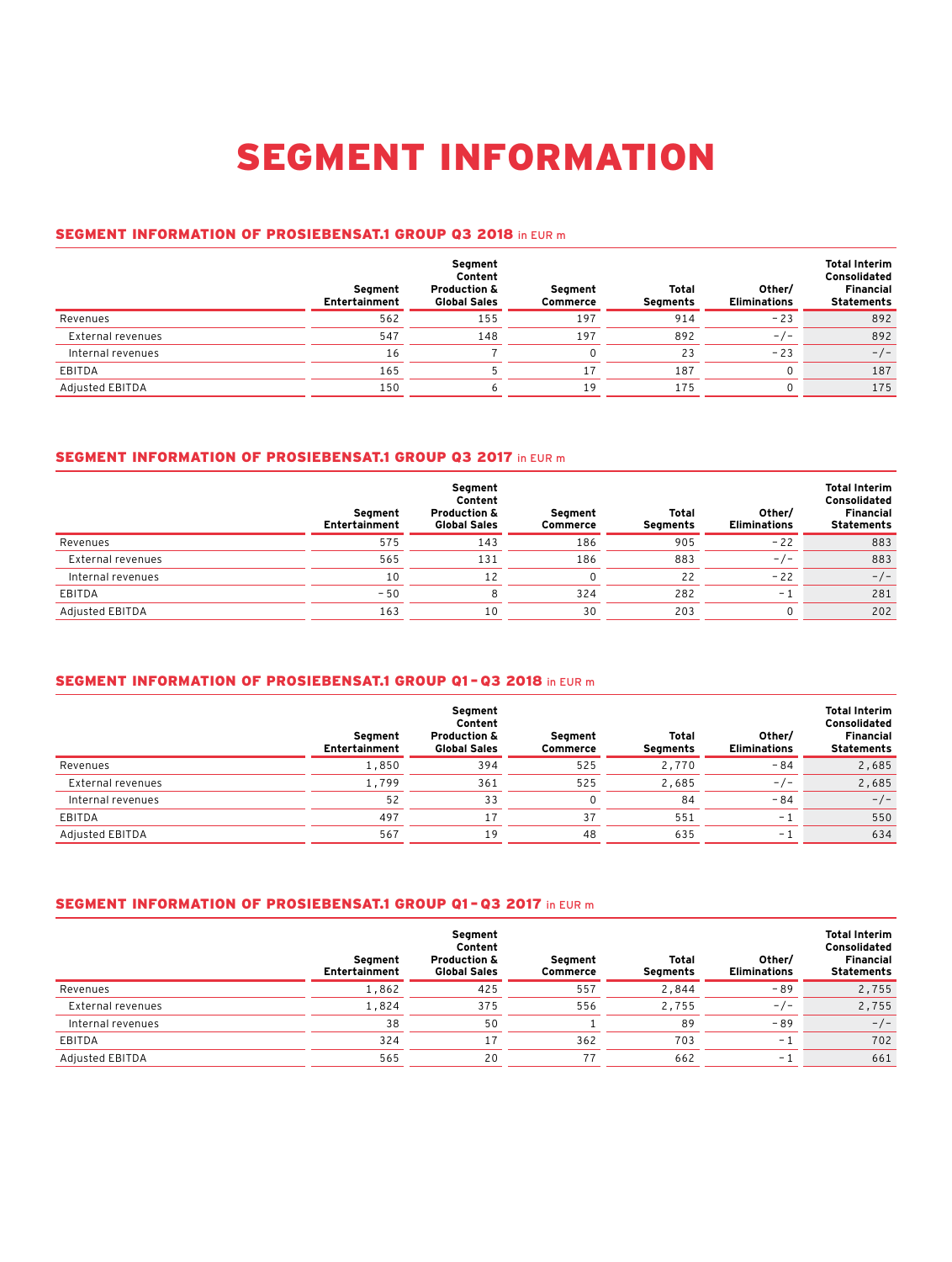# SEGMENT INFORMATION

## SEGMENT INFORMATION OF PROSIEBENSAT.1 GROUP Q3 2018 in EUR m

| | Segment Entertainment | Segment Content Production & Global Sales | Segment Commerce | Total Segments | Other/ Eliminations | Total Interim Consolidated Financial Statements |
|---|---|---|---|---|---|---|
| Revenues | 562 | 155 | 197 | 914 | -23 | 892 |
| External revenues | 547 | 148 | 197 | 892 | -/- | 892 |
| Internal revenues | 16 | 7 | 0 | 23 | -23 | -/- |
| EBITDA | 165 | 5 | 17 | 187 | 0 | 187 |
| Adjusted EBITDA | 150 | 6 | 19 | 175 | 0 | 175 |

## SEGMENT INFORMATION OF PROSIEBENSAT.1 GROUP Q3 2017 in EUR m

| | Segment Entertainment | Segment Content Production & Global Sales | Segment Commerce | Total Segments | Other/ Eliminations | Total Interim Consolidated Financial Statements |
|---|---|---|---|---|---|---|
| Revenues | 575 | 143 | 186 | 905 | -22 | 883 |
| External revenues | 565 | 131 | 186 | 883 | -/- | 883 |
| Internal revenues | 10 | 12 | 0 | 22 | -22 | -/- |
| EBITDA | -50 | 8 | 324 | 282 | -1 | 281 |
| Adjusted EBITDA | 163 | 10 | 30 | 203 | 0 | 202 |

## SEGMENT INFORMATION OF PROSIEBENSAT.1 GROUP Q1-Q3 2018 in EUR m

| | Segment Entertainment | Segment Content Production & Global Sales | Segment Commerce | Total Segments | Other/ Eliminations | Total Interim Consolidated Financial Statements |
|---|---|---|---|---|---|---|
| Revenues | 1,850 | 394 | 525 | 2,770 | -84 | 2,685 |
| External revenues | 1,799 | 361 | 525 | 2,685 | -/- | 2,685 |
| Internal revenues | 52 | 33 | 0 | 84 | -84 | -/- |
| EBITDA | 497 | 17 | 37 | 551 | -1 | 550 |
| Adjusted EBITDA | 567 | 19 | 48 | 635 | -1 | 634 |

## SEGMENT INFORMATION OF PROSIEBENSAT.1 GROUP Q1-Q3 2017 in EUR m

| | Segment Entertainment | Segment Content Production & Global Sales | Segment Commerce | Total Segments | Other/ Eliminations | Total Interim Consolidated Financial Statements |
|---|---|---|---|---|---|---|
| Revenues | 1,862 | 425 | 557 | 2,844 | -89 | 2,755 |
| External revenues | 1,824 | 375 | 556 | 2,755 | -/- | 2,755 |
| Internal revenues | 38 | 50 | 1 | 89 | -89 | -/- |
| EBITDA | 324 | 17 | 362 | 703 | -1 | 702 |
| Adjusted EBITDA | 565 | 20 | 77 | 662 | -1 | 661 |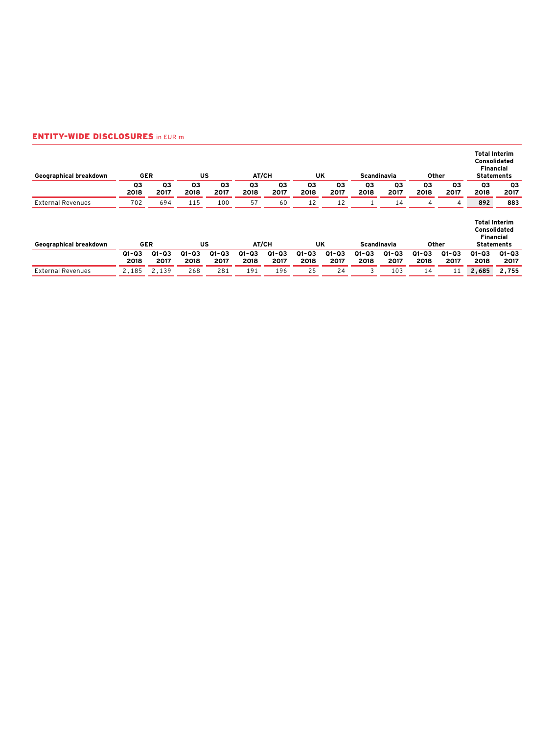## ENTITY-WIDE DISCLOSURES in EUR m

| Geographical breakdown | GER | | US | | AT/CH | | UK | | Scandinavia | | Other | | Total Interim Consolidated Financial Statements | |
|---|---|---|---|---|---|---|---|---|---|---|---|---|---|---|
| | Q3 2018 | Q3 2017 | Q3 2018 | Q3 2017 | Q3 2018 | Q3 2017 | Q3 2018 | Q3 2017 | Q3 2018 | Q3 2017 | Q3 2018 | Q3 2017 | Q3 2018 | Q3 2017 |
| External Revenues | 702 | 694 | 115 | 100 | 57 | 60 | 12 | 12 | 1 | 14 | 4 | 4 | **892** | **883** |

| Geographical breakdown | GER | | US | | AT/CH | | UK | | Scandinavia | | Other | | Total Interim Consolidated Financial Statements | |
|---|---|---|---|---|---|---|---|---|---|---|---|---|---|---|
| | Q1-Q3 2018 | Q1-Q3 2017 | Q1-Q3 2018 | Q1-Q3 2017 | Q1-Q3 2018 | Q1-Q3 2017 | Q1-Q3 2018 | Q1-Q3 2017 | Q1-Q3 2018 | Q1-Q3 2017 | Q1-Q3 2018 | Q1-Q3 2017 | Q1-Q3 2018 | Q1-Q3 2017 |
| External Revenues | 2,185 | 2,139 | 268 | 281 | 191 | 196 | 25 | 24 | 3 | 103 | 14 | 11 | **2,685** | **2,755** |